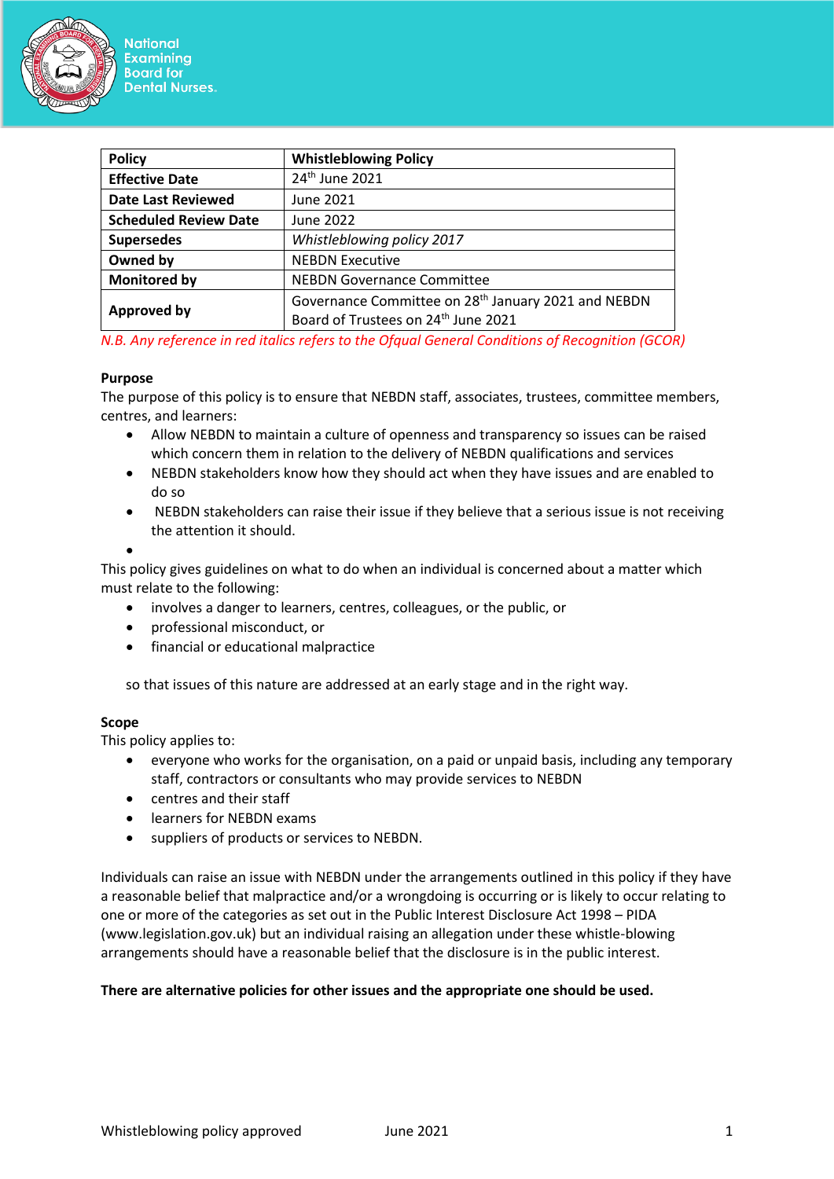National Examining Board for Dental Nurses.

| Policy | Whistleblowing Policy |
|---|---|
| Effective Date | 24th June 2021 |
| Date Last Reviewed | June 2021 |
| Scheduled Review Date | June 2022 |
| Supersedes | *Whistleblowing policy 2017* |
| Owned by | NEBDN Executive |
| Monitored by | NEBDN Governance Committee |
| Approved by | Governance Committee on 28th January 2021 and NEBDN Board of Trustees on 24th June 2021 |

*N.B. Any reference in red italics refers to the Ofqual General Conditions of Recognition (GCOR)*

**Purpose**

The purpose of this policy is to ensure that NEBDN staff, associates, trustees, committee members, centres, and learners:

- Allow NEBDN to maintain a culture of openness and transparency so issues can be raised which concern them in relation to the delivery of NEBDN qualifications and services
- NEBDN stakeholders know how they should act when they have issues and are enabled to do so
- NEBDN stakeholders can raise their issue if they believe that a serious issue is not receiving the attention it should.

This policy gives guidelines on what to do when an individual is concerned about a matter which must relate to the following:

- involves a danger to learners, centres, colleagues, or the public, or
- professional misconduct, or
- financial or educational malpractice

so that issues of this nature are addressed at an early stage and in the right way.

**Scope**

This policy applies to:

- everyone who works for the organisation, on a paid or unpaid basis, including any temporary staff, contractors or consultants who may provide services to NEBDN
- centres and their staff
- learners for NEBDN exams
- suppliers of products or services to NEBDN.

Individuals can raise an issue with NEBDN under the arrangements outlined in this policy if they have a reasonable belief that malpractice and/or a wrongdoing is occurring or is likely to occur relating to one or more of the categories as set out in the Public Interest Disclosure Act 1998 – PIDA (www.legislation.gov.uk) but an individual raising an allegation under these whistle-blowing arrangements should have a reasonable belief that the disclosure is in the public interest.

**There are alternative policies for other issues and the appropriate one should be used.**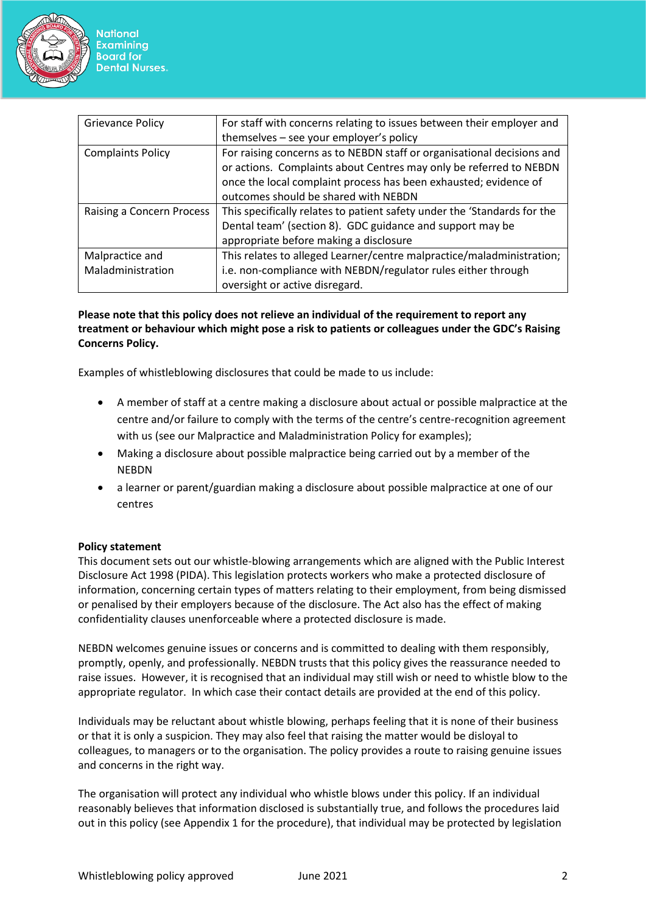| Grievance Policy | For staff with concerns relating to issues between their employer and themselves – see your employer's policy |
| --- | --- |
| Complaints Policy | For raising concerns as to NEBDN staff or organisational decisions and or actions. Complaints about Centres may only be referred to NEBDN once the local complaint process has been exhausted; evidence of outcomes should be shared with NEBDN |
| Raising a Concern Process | This specifically relates to patient safety under the 'Standards for the Dental team' (section 8). GDC guidance and support may be appropriate before making a disclosure |
| Malpractice and Maladministration | This relates to alleged Learner/centre malpractice/maladministration; i.e. non-compliance with NEBDN/regulator rules either through oversight or active disregard. |

**Please note that this policy does not relieve an individual of the requirement to report any treatment or behaviour which might pose a risk to patients or colleagues under the GDC's Raising Concerns Policy.**

Examples of whistleblowing disclosures that could be made to us include:

- A member of staff at a centre making a disclosure about actual or possible malpractice at the centre and/or failure to comply with the terms of the centre's centre-recognition agreement with us (see our Malpractice and Maladministration Policy for examples);
- Making a disclosure about possible malpractice being carried out by a member of the NEBDN
- a learner or parent/guardian making a disclosure about possible malpractice at one of our centres

**Policy statement**

This document sets out our whistle-blowing arrangements which are aligned with the Public Interest Disclosure Act 1998 (PIDA). This legislation protects workers who make a protected disclosure of information, concerning certain types of matters relating to their employment, from being dismissed or penalised by their employers because of the disclosure. The Act also has the effect of making confidentiality clauses unenforceable where a protected disclosure is made.

NEBDN welcomes genuine issues or concerns and is committed to dealing with them responsibly, promptly, openly, and professionally. NEBDN trusts that this policy gives the reassurance needed to raise issues. However, it is recognised that an individual may still wish or need to whistle blow to the appropriate regulator. In which case their contact details are provided at the end of this policy.

Individuals may be reluctant about whistle blowing, perhaps feeling that it is none of their business or that it is only a suspicion. They may also feel that raising the matter would be disloyal to colleagues, to managers or to the organisation. The policy provides a route to raising genuine issues and concerns in the right way.

The organisation will protect any individual who whistle blows under this policy. If an individual reasonably believes that information disclosed is substantially true, and follows the procedures laid out in this policy (see Appendix 1 for the procedure), that individual may be protected by legislation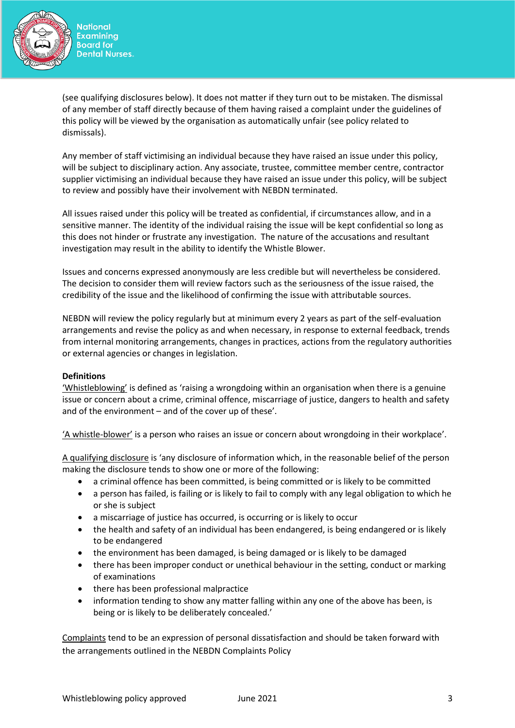(see qualifying disclosures below). It does not matter if they turn out to be mistaken. The dismissal of any member of staff directly because of them having raised a complaint under the guidelines of this policy will be viewed by the organisation as automatically unfair (see policy related to dismissals).

Any member of staff victimising an individual because they have raised an issue under this policy, will be subject to disciplinary action. Any associate, trustee, committee member centre, contractor supplier victimising an individual because they have raised an issue under this policy, will be subject to review and possibly have their involvement with NEBDN terminated.

All issues raised under this policy will be treated as confidential, if circumstances allow, and in a sensitive manner. The identity of the individual raising the issue will be kept confidential so long as this does not hinder or frustrate any investigation. The nature of the accusations and resultant investigation may result in the ability to identify the Whistle Blower.

Issues and concerns expressed anonymously are less credible but will nevertheless be considered. The decision to consider them will review factors such as the seriousness of the issue raised, the credibility of the issue and the likelihood of confirming the issue with attributable sources.

NEBDN will review the policy regularly but at minimum every 2 years as part of the self-evaluation arrangements and revise the policy as and when necessary, in response to external feedback, trends from internal monitoring arrangements, changes in practices, actions from the regulatory authorities or external agencies or changes in legislation.

**Definitions**

'Whistleblowing' is defined as 'raising a wrongdoing within an organisation when there is a genuine issue or concern about a crime, criminal offence, miscarriage of justice, dangers to health and safety and of the environment – and of the cover up of these'.

'A whistle-blower' is a person who raises an issue or concern about wrongdoing in their workplace'.

A qualifying disclosure is 'any disclosure of information which, in the reasonable belief of the person making the disclosure tends to show one or more of the following:

- a criminal offence has been committed, is being committed or is likely to be committed
- a person has failed, is failing or is likely to fail to comply with any legal obligation to which he or she is subject
- a miscarriage of justice has occurred, is occurring or is likely to occur
- the health and safety of an individual has been endangered, is being endangered or is likely to be endangered
- the environment has been damaged, is being damaged or is likely to be damaged
- there has been improper conduct or unethical behaviour in the setting, conduct or marking of examinations
- there has been professional malpractice
- information tending to show any matter falling within any one of the above has been, is being or is likely to be deliberately concealed.'

Complaints tend to be an expression of personal dissatisfaction and should be taken forward with the arrangements outlined in the NEBDN Complaints Policy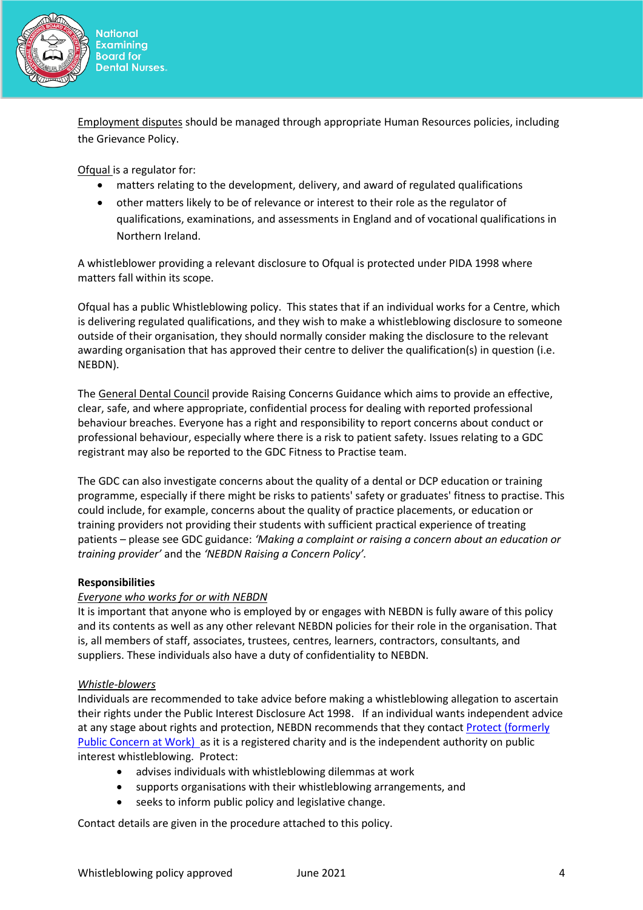Employment disputes should be managed through appropriate Human Resources policies, including the Grievance Policy.

Ofqual is a regulator for:

- matters relating to the development, delivery, and award of regulated qualifications
- other matters likely to be of relevance or interest to their role as the regulator of qualifications, examinations, and assessments in England and of vocational qualifications in Northern Ireland.

A whistleblower providing a relevant disclosure to Ofqual is protected under PIDA 1998 where matters fall within its scope.

Ofqual has a public Whistleblowing policy. This states that if an individual works for a Centre, which is delivering regulated qualifications, and they wish to make a whistleblowing disclosure to someone outside of their organisation, they should normally consider making the disclosure to the relevant awarding organisation that has approved their centre to deliver the qualification(s) in question (i.e. NEBDN).

The General Dental Council provide Raising Concerns Guidance which aims to provide an effective, clear, safe, and where appropriate, confidential process for dealing with reported professional behaviour breaches. Everyone has a right and responsibility to report concerns about conduct or professional behaviour, especially where there is a risk to patient safety. Issues relating to a GDC registrant may also be reported to the GDC Fitness to Practise team.

The GDC can also investigate concerns about the quality of a dental or DCP education or training programme, especially if there might be risks to patients' safety or graduates' fitness to practise. This could include, for example, concerns about the quality of practice placements, or education or training providers not providing their students with sufficient practical experience of treating patients – please see GDC guidance: *'Making a complaint or raising a concern about an education or training provider'* and the *'NEBDN Raising a Concern Policy'*.

**Responsibilities**

*Everyone who works for or with NEBDN*

It is important that anyone who is employed by or engages with NEBDN is fully aware of this policy and its contents as well as any other relevant NEBDN policies for their role in the organisation. That is, all members of staff, associates, trustees, centres, learners, contractors, consultants, and suppliers. These individuals also have a duty of confidentiality to NEBDN.

*Whistle-blowers*

Individuals are recommended to take advice before making a whistleblowing allegation to ascertain their rights under the Public Interest Disclosure Act 1998. If an individual wants independent advice at any stage about rights and protection, NEBDN recommends that they contact Protect (formerly Public Concern at Work) as it is a registered charity and is the independent authority on public interest whistleblowing. Protect:

- advises individuals with whistleblowing dilemmas at work
- supports organisations with their whistleblowing arrangements, and
- seeks to inform public policy and legislative change.

Contact details are given in the procedure attached to this policy.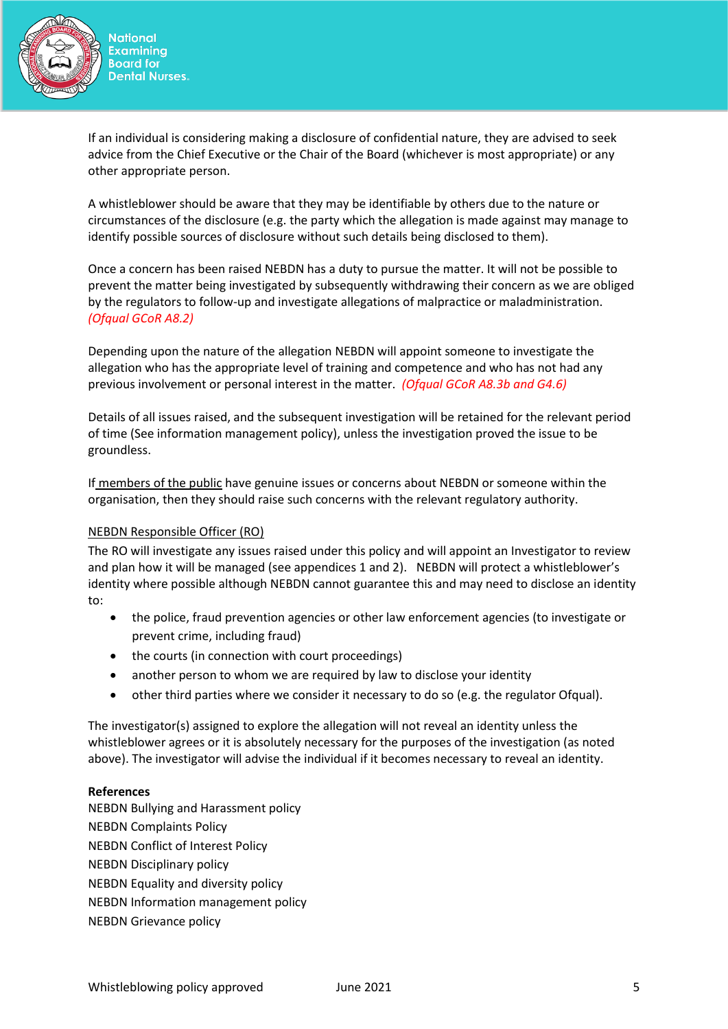If an individual is considering making a disclosure of confidential nature, they are advised to seek advice from the Chief Executive or the Chair of the Board (whichever is most appropriate) or any other appropriate person.

A whistleblower should be aware that they may be identifiable by others due to the nature or circumstances of the disclosure (e.g. the party which the allegation is made against may manage to identify possible sources of disclosure without such details being disclosed to them).

Once a concern has been raised NEBDN has a duty to pursue the matter. It will not be possible to prevent the matter being investigated by subsequently withdrawing their concern as we are obliged by the regulators to follow-up and investigate allegations of malpractice or maladministration. *(Ofqual GCoR A8.2)*

Depending upon the nature of the allegation NEBDN will appoint someone to investigate the allegation who has the appropriate level of training and competence and who has not had any previous involvement or personal interest in the matter. *(Ofqual GCoR A8.3b and G4.6)*

Details of all issues raised, and the subsequent investigation will be retained for the relevant period of time (See information management policy), unless the investigation proved the issue to be groundless.

If members of the public have genuine issues or concerns about NEBDN or someone within the organisation, then they should raise such concerns with the relevant regulatory authority.

NEBDN Responsible Officer (RO)

The RO will investigate any issues raised under this policy and will appoint an Investigator to review and plan how it will be managed (see appendices 1 and 2). NEBDN will protect a whistleblower's identity where possible although NEBDN cannot guarantee this and may need to disclose an identity to:

- the police, fraud prevention agencies or other law enforcement agencies (to investigate or prevent crime, including fraud)
- the courts (in connection with court proceedings)
- another person to whom we are required by law to disclose your identity
- other third parties where we consider it necessary to do so (e.g. the regulator Ofqual).

The investigator(s) assigned to explore the allegation will not reveal an identity unless the whistleblower agrees or it is absolutely necessary for the purposes of the investigation (as noted above). The investigator will advise the individual if it becomes necessary to reveal an identity.

**References**

NEBDN Bullying and Harassment policy
NEBDN Complaints Policy
NEBDN Conflict of Interest Policy
NEBDN Disciplinary policy
NEBDN Equality and diversity policy
NEBDN Information management policy
NEBDN Grievance policy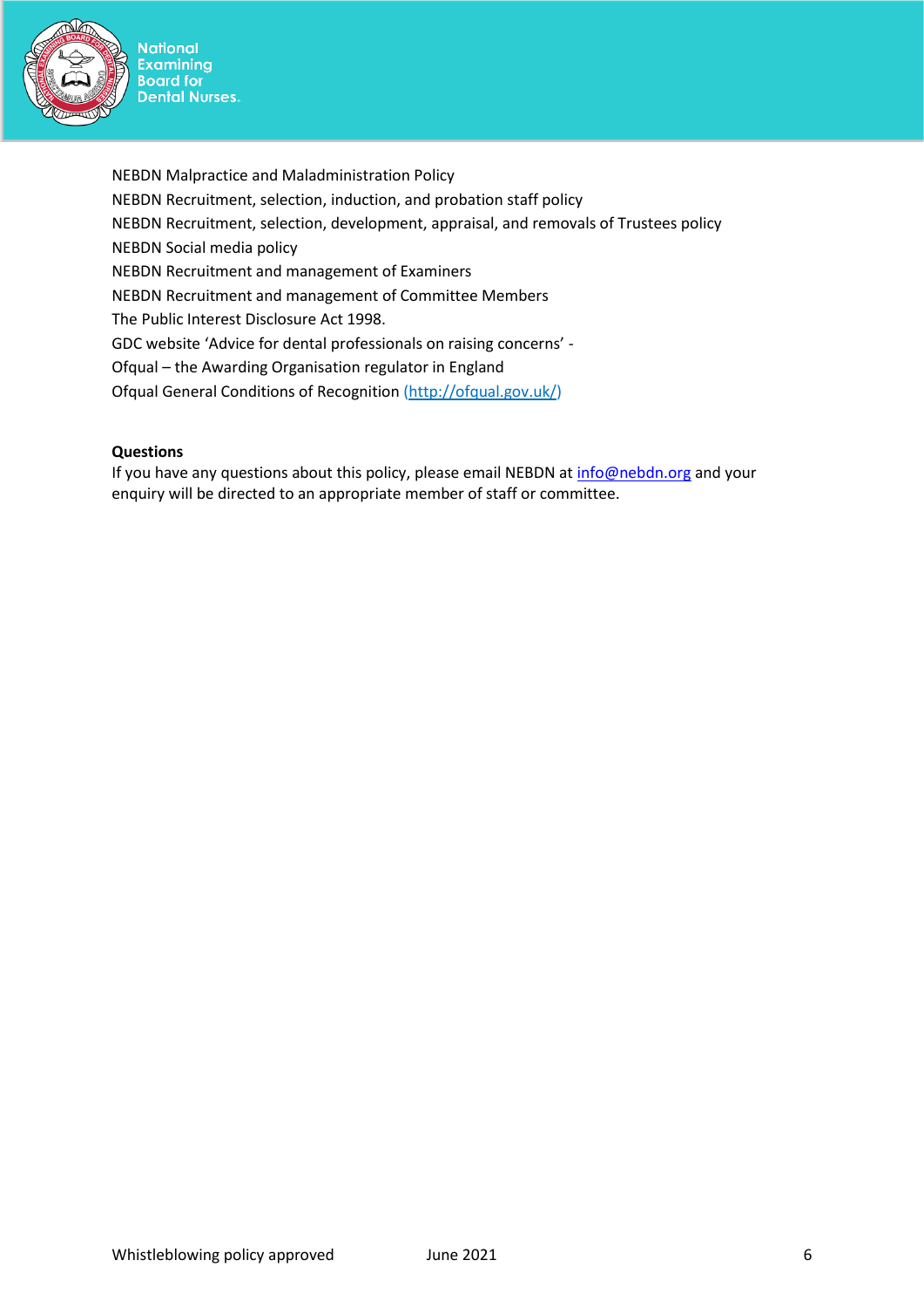NEBDN Malpractice and Maladministration Policy
NEBDN Recruitment, selection, induction, and probation staff policy
NEBDN Recruitment, selection, development, appraisal, and removals of Trustees policy
NEBDN Social media policy
NEBDN Recruitment and management of Examiners
NEBDN Recruitment and management of Committee Members
The Public Interest Disclosure Act 1998.
GDC website 'Advice for dental professionals on raising concerns' -
Ofqual – the Awarding Organisation regulator in England
Ofqual General Conditions of Recognition (http://ofqual.gov.uk/)

**Questions**
If you have any questions about this policy, please email NEBDN at info@nebdn.org and your enquiry will be directed to an appropriate member of staff or committee.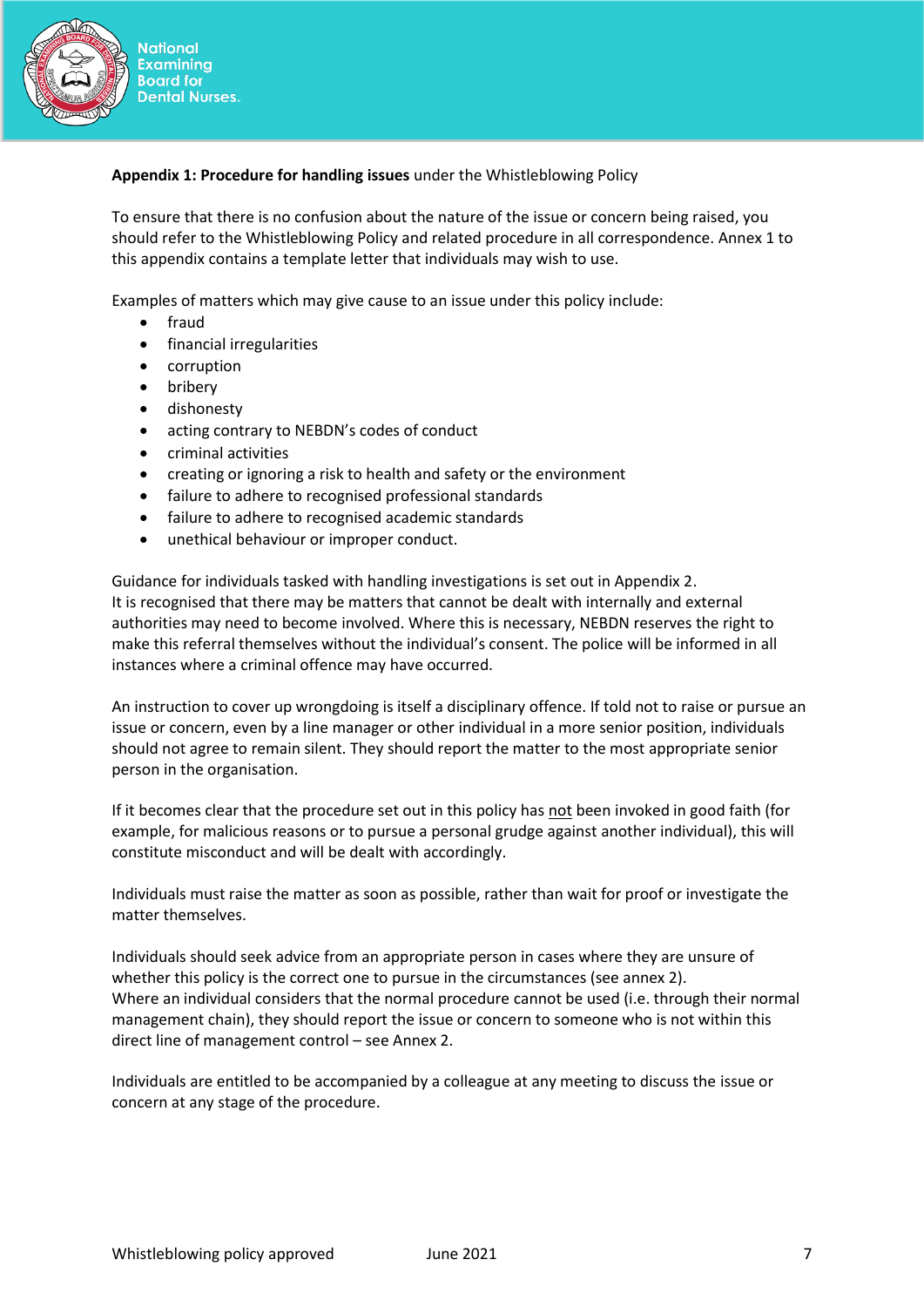**Appendix 1: Procedure for handling issues** under the Whistleblowing Policy

To ensure that there is no confusion about the nature of the issue or concern being raised, you should refer to the Whistleblowing Policy and related procedure in all correspondence. Annex 1 to this appendix contains a template letter that individuals may wish to use.

Examples of matters which may give cause to an issue under this policy include:

- fraud
- financial irregularities
- corruption
- bribery
- dishonesty
- acting contrary to NEBDN's codes of conduct
- criminal activities
- creating or ignoring a risk to health and safety or the environment
- failure to adhere to recognised professional standards
- failure to adhere to recognised academic standards
- unethical behaviour or improper conduct.

Guidance for individuals tasked with handling investigations is set out in Appendix 2.
It is recognised that there may be matters that cannot be dealt with internally and external authorities may need to become involved. Where this is necessary, NEBDN reserves the right to make this referral themselves without the individual's consent. The police will be informed in all instances where a criminal offence may have occurred.

An instruction to cover up wrongdoing is itself a disciplinary offence. If told not to raise or pursue an issue or concern, even by a line manager or other individual in a more senior position, individuals should not agree to remain silent. They should report the matter to the most appropriate senior person in the organisation.

If it becomes clear that the procedure set out in this policy has <u>not</u> been invoked in good faith (for example, for malicious reasons or to pursue a personal grudge against another individual), this will constitute misconduct and will be dealt with accordingly.

Individuals must raise the matter as soon as possible, rather than wait for proof or investigate the matter themselves.

Individuals should seek advice from an appropriate person in cases where they are unsure of whether this policy is the correct one to pursue in the circumstances (see annex 2).
Where an individual considers that the normal procedure cannot be used (i.e. through their normal management chain), they should report the issue or concern to someone who is not within this direct line of management control – see Annex 2.

Individuals are entitled to be accompanied by a colleague at any meeting to discuss the issue or concern at any stage of the procedure.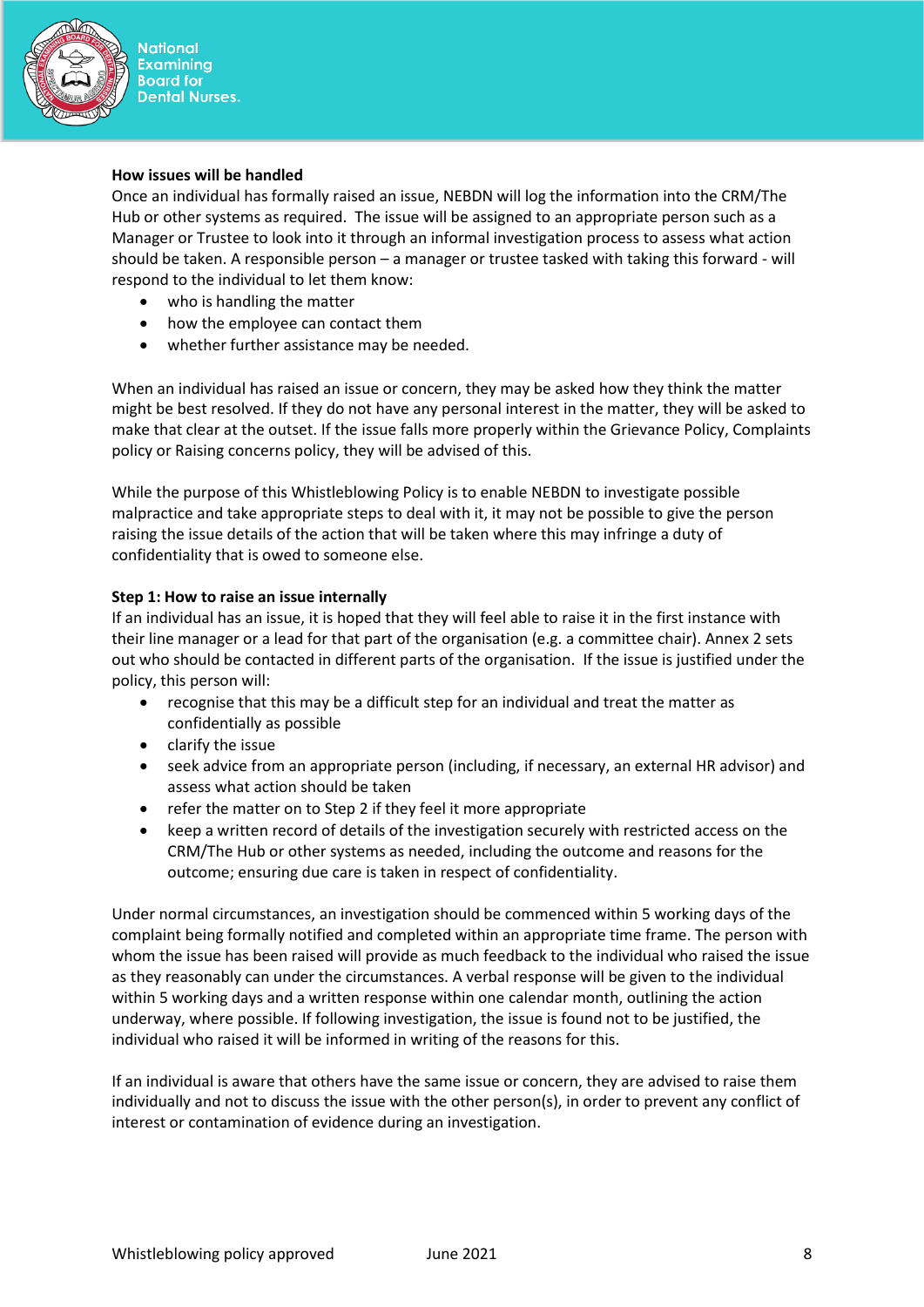**How issues will be handled**

Once an individual has formally raised an issue, NEBDN will log the information into the CRM/The Hub or other systems as required. The issue will be assigned to an appropriate person such as a Manager or Trustee to look into it through an informal investigation process to assess what action should be taken. A responsible person – a manager or trustee tasked with taking this forward - will respond to the individual to let them know:

- who is handling the matter
- how the employee can contact them
- whether further assistance may be needed.

When an individual has raised an issue or concern, they may be asked how they think the matter might be best resolved. If they do not have any personal interest in the matter, they will be asked to make that clear at the outset. If the issue falls more properly within the Grievance Policy, Complaints policy or Raising concerns policy, they will be advised of this.

While the purpose of this Whistleblowing Policy is to enable NEBDN to investigate possible malpractice and take appropriate steps to deal with it, it may not be possible to give the person raising the issue details of the action that will be taken where this may infringe a duty of confidentiality that is owed to someone else.

**Step 1: How to raise an issue internally**

If an individual has an issue, it is hoped that they will feel able to raise it in the first instance with their line manager or a lead for that part of the organisation (e.g. a committee chair). Annex 2 sets out who should be contacted in different parts of the organisation. If the issue is justified under the policy, this person will:

- recognise that this may be a difficult step for an individual and treat the matter as confidentially as possible
- clarify the issue
- seek advice from an appropriate person (including, if necessary, an external HR advisor) and assess what action should be taken
- refer the matter on to Step 2 if they feel it more appropriate
- keep a written record of details of the investigation securely with restricted access on the CRM/The Hub or other systems as needed, including the outcome and reasons for the outcome; ensuring due care is taken in respect of confidentiality.

Under normal circumstances, an investigation should be commenced within 5 working days of the complaint being formally notified and completed within an appropriate time frame. The person with whom the issue has been raised will provide as much feedback to the individual who raised the issue as they reasonably can under the circumstances. A verbal response will be given to the individual within 5 working days and a written response within one calendar month, outlining the action underway, where possible. If following investigation, the issue is found not to be justified, the individual who raised it will be informed in writing of the reasons for this.

If an individual is aware that others have the same issue or concern, they are advised to raise them individually and not to discuss the issue with the other person(s), in order to prevent any conflict of interest or contamination of evidence during an investigation.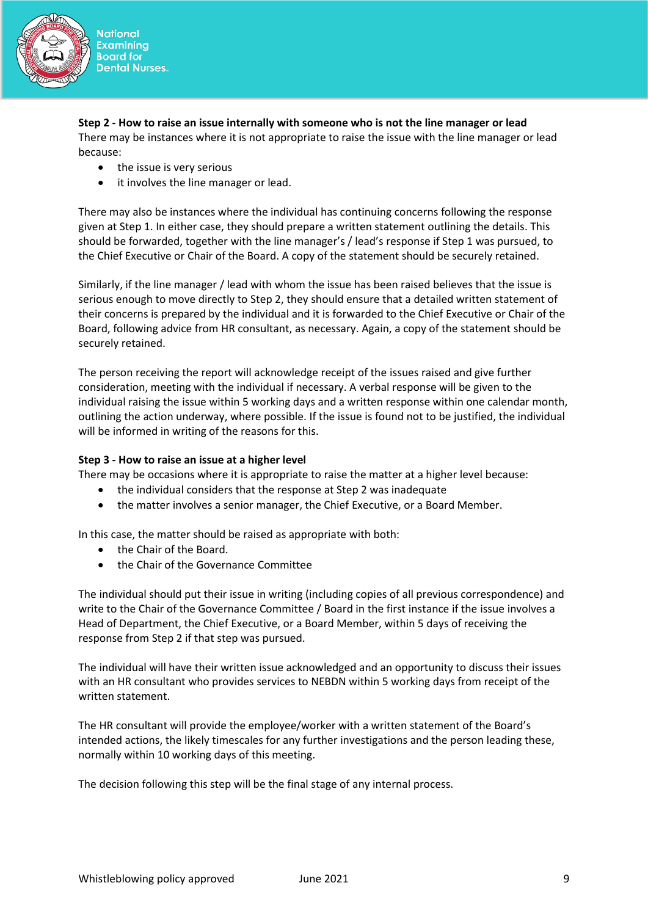**Step 2 - How to raise an issue internally with someone who is not the line manager or lead**
There may be instances where it is not appropriate to raise the issue with the line manager or lead because:

- the issue is very serious
- it involves the line manager or lead.

There may also be instances where the individual has continuing concerns following the response given at Step 1. In either case, they should prepare a written statement outlining the details. This should be forwarded, together with the line manager's / lead's response if Step 1 was pursued, to the Chief Executive or Chair of the Board. A copy of the statement should be securely retained.

Similarly, if the line manager / lead with whom the issue has been raised believes that the issue is serious enough to move directly to Step 2, they should ensure that a detailed written statement of their concerns is prepared by the individual and it is forwarded to the Chief Executive or Chair of the Board, following advice from HR consultant, as necessary. Again, a copy of the statement should be securely retained.

The person receiving the report will acknowledge receipt of the issues raised and give further consideration, meeting with the individual if necessary. A verbal response will be given to the individual raising the issue within 5 working days and a written response within one calendar month, outlining the action underway, where possible. If the issue is found not to be justified, the individual will be informed in writing of the reasons for this.

**Step 3 - How to raise an issue at a higher level**
There may be occasions where it is appropriate to raise the matter at a higher level because:

- the individual considers that the response at Step 2 was inadequate
- the matter involves a senior manager, the Chief Executive, or a Board Member.

In this case, the matter should be raised as appropriate with both:

- the Chair of the Board.
- the Chair of the Governance Committee

The individual should put their issue in writing (including copies of all previous correspondence) and write to the Chair of the Governance Committee / Board in the first instance if the issue involves a Head of Department, the Chief Executive, or a Board Member, within 5 days of receiving the response from Step 2 if that step was pursued.

The individual will have their written issue acknowledged and an opportunity to discuss their issues with an HR consultant who provides services to NEBDN within 5 working days from receipt of the written statement.

The HR consultant will provide the employee/worker with a written statement of the Board's intended actions, the likely timescales for any further investigations and the person leading these, normally within 10 working days of this meeting.

The decision following this step will be the final stage of any internal process.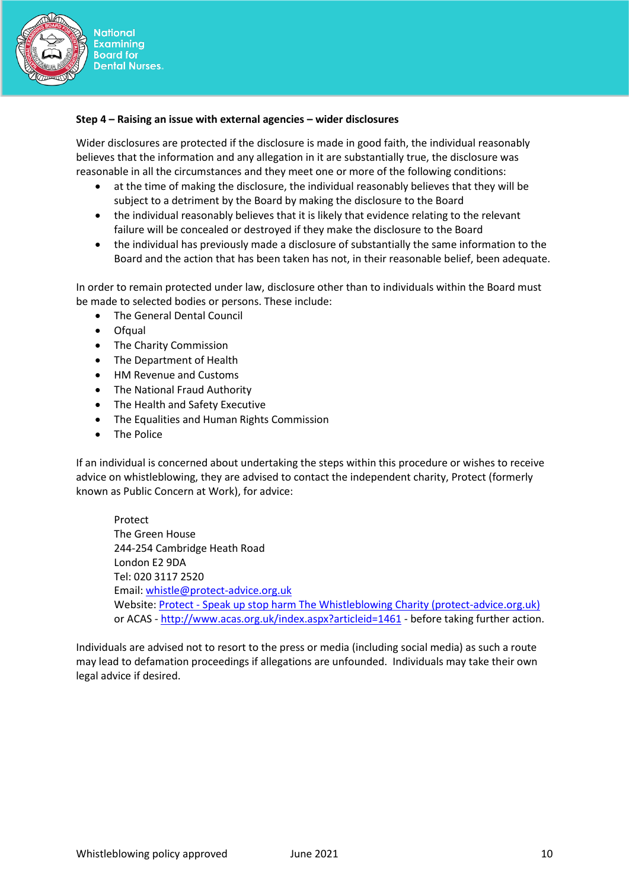**Step 4 – Raising an issue with external agencies – wider disclosures**

Wider disclosures are protected if the disclosure is made in good faith, the individual reasonably believes that the information and any allegation in it are substantially true, the disclosure was reasonable in all the circumstances and they meet one or more of the following conditions:

- at the time of making the disclosure, the individual reasonably believes that they will be subject to a detriment by the Board by making the disclosure to the Board
- the individual reasonably believes that it is likely that evidence relating to the relevant failure will be concealed or destroyed if they make the disclosure to the Board
- the individual has previously made a disclosure of substantially the same information to the Board and the action that has been taken has not, in their reasonable belief, been adequate.

In order to remain protected under law, disclosure other than to individuals within the Board must be made to selected bodies or persons. These include:

- The General Dental Council
- Ofqual
- The Charity Commission
- The Department of Health
- HM Revenue and Customs
- The National Fraud Authority
- The Health and Safety Executive
- The Equalities and Human Rights Commission
- The Police

If an individual is concerned about undertaking the steps within this procedure or wishes to receive advice on whistleblowing, they are advised to contact the independent charity, Protect (formerly known as Public Concern at Work), for advice:

Protect
The Green House
244-254 Cambridge Heath Road
London E2 9DA
Tel: 020 3117 2520
Email: whistle@protect-advice.org.uk
Website: Protect - Speak up stop harm The Whistleblowing Charity (protect-advice.org.uk)
or ACAS - http://www.acas.org.uk/index.aspx?articleid=1461 - before taking further action.

Individuals are advised not to resort to the press or media (including social media) as such a route may lead to defamation proceedings if allegations are unfounded. Individuals may take their own legal advice if desired.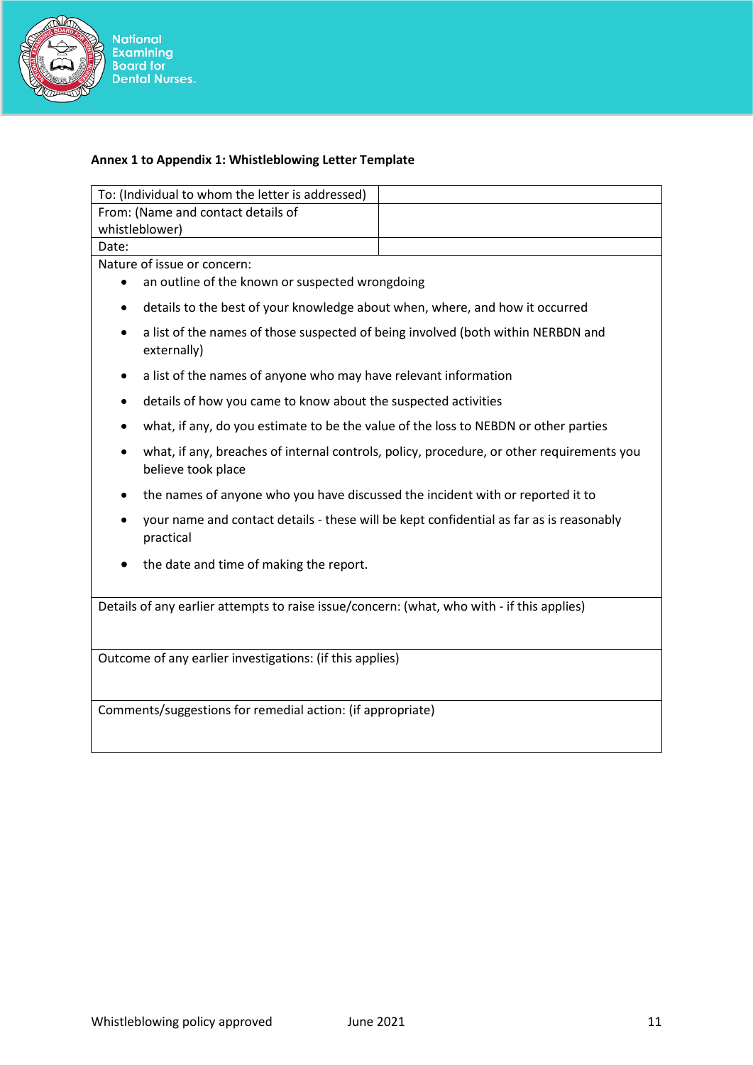**Annex 1 to Appendix 1: Whistleblowing Letter Template**

| To: (Individual to whom the letter is addressed) | |
|---|---|
| From: (Name and contact details of whistleblower) | |
| Date: | |

Nature of issue or concern:

- an outline of the known or suspected wrongdoing
- details to the best of your knowledge about when, where, and how it occurred
- a list of the names of those suspected of being involved (both within NERBDN and externally)
- a list of the names of anyone who may have relevant information
- details of how you came to know about the suspected activities
- what, if any, do you estimate to be the value of the loss to NEBDN or other parties
- what, if any, breaches of internal controls, policy, procedure, or other requirements you believe took place
- the names of anyone who you have discussed the incident with or reported it to
- your name and contact details - these will be kept confidential as far as is reasonably practical
- the date and time of making the report.

Details of any earlier attempts to raise issue/concern: (what, who with - if this applies)

Outcome of any earlier investigations: (if this applies)

Comments/suggestions for remedial action: (if appropriate)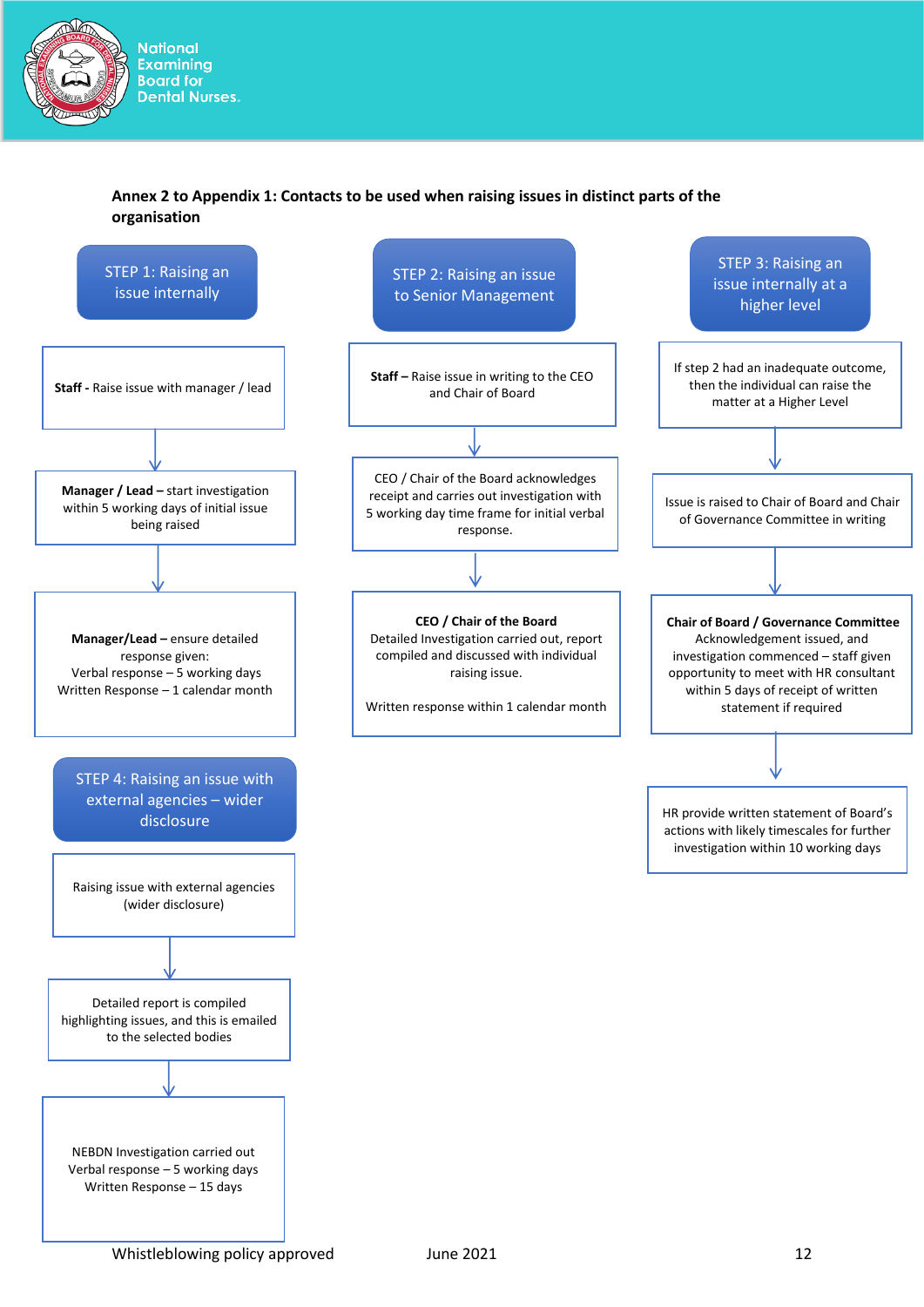**Annex 2 to Appendix 1: Contacts to be used when raising issues in distinct parts of the organisation**

### STEP 1: Raising an issue internally

**Staff** - Raise issue with manager / lead

↓

**Manager / Lead** – start investigation within 5 working days of initial issue being raised

↓

**Manager/Lead** – ensure detailed response given:
Verbal response – 5 working days
Written Response – 1 calendar month

### STEP 2: Raising an issue to Senior Management

**Staff** – Raise issue in writing to the CEO and Chair of Board

↓

CEO / Chair of the Board acknowledges receipt and carries out investigation with 5 working day time frame for initial verbal response.

↓

**CEO / Chair of the Board**
Detailed Investigation carried out, report compiled and discussed with individual raising issue.

Written response within 1 calendar month

### STEP 3: Raising an issue internally at a higher level

If step 2 had an inadequate outcome, then the individual can raise the matter at a Higher Level

↓

Issue is raised to Chair of Board and Chair of Governance Committee in writing

↓

**Chair of Board / Governance Committee**
Acknowledgement issued, and investigation commenced – staff given opportunity to meet with HR consultant within 5 days of receipt of written statement if required

↓

HR provide written statement of Board's actions with likely timescales for further investigation within 10 working days

### STEP 4: Raising an issue with external agencies – wider disclosure

Raising issue with external agencies (wider disclosure)

↓

Detailed report is compiled highlighting issues, and this is emailed to the selected bodies

↓

NEBDN Investigation carried out
Verbal response – 5 working days
Written Response – 15 days

Whistleblowing policy approved June 2021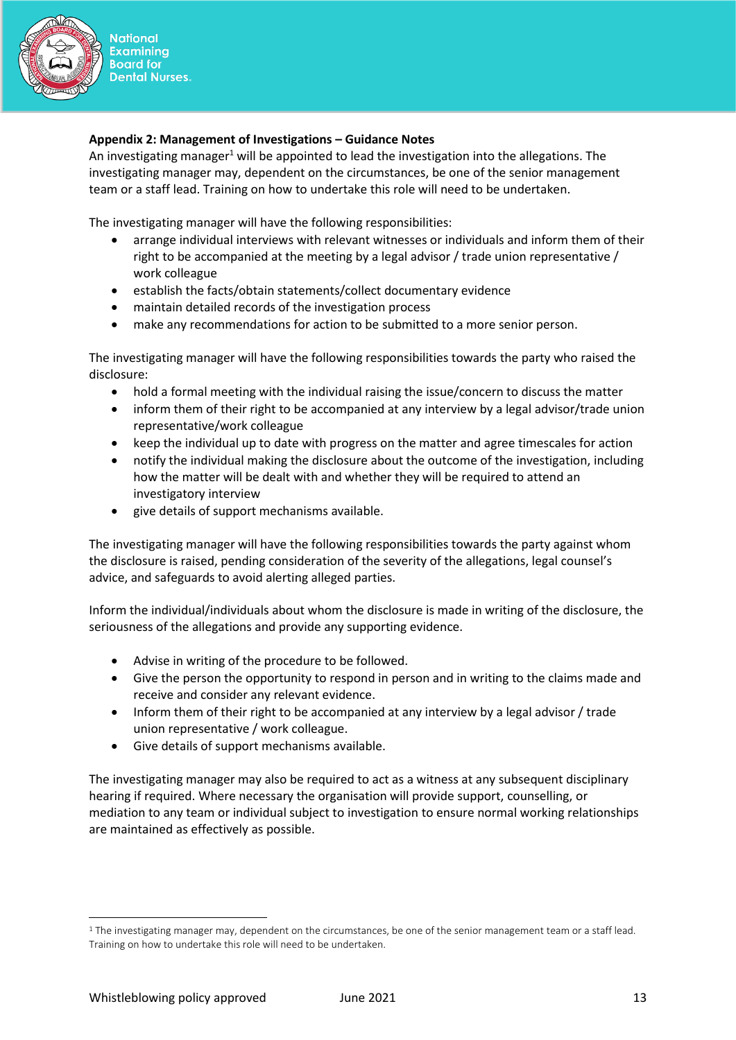**Appendix 2: Management of Investigations – Guidance Notes**

An investigating manager[1] will be appointed to lead the investigation into the allegations. The investigating manager may, dependent on the circumstances, be one of the senior management team or a staff lead. Training on how to undertake this role will need to be undertaken.

The investigating manager will have the following responsibilities:

- arrange individual interviews with relevant witnesses or individuals and inform them of their right to be accompanied at the meeting by a legal advisor / trade union representative / work colleague
- establish the facts/obtain statements/collect documentary evidence
- maintain detailed records of the investigation process
- make any recommendations for action to be submitted to a more senior person.

The investigating manager will have the following responsibilities towards the party who raised the disclosure:

- hold a formal meeting with the individual raising the issue/concern to discuss the matter
- inform them of their right to be accompanied at any interview by a legal advisor/trade union representative/work colleague
- keep the individual up to date with progress on the matter and agree timescales for action
- notify the individual making the disclosure about the outcome of the investigation, including how the matter will be dealt with and whether they will be required to attend an investigatory interview
- give details of support mechanisms available.

The investigating manager will have the following responsibilities towards the party against whom the disclosure is raised, pending consideration of the severity of the allegations, legal counsel's advice, and safeguards to avoid alerting alleged parties.

Inform the individual/individuals about whom the disclosure is made in writing of the disclosure, the seriousness of the allegations and provide any supporting evidence.

- Advise in writing of the procedure to be followed.
- Give the person the opportunity to respond in person and in writing to the claims made and receive and consider any relevant evidence.
- Inform them of their right to be accompanied at any interview by a legal advisor / trade union representative / work colleague.
- Give details of support mechanisms available.

The investigating manager may also be required to act as a witness at any subsequent disciplinary hearing if required. Where necessary the organisation will provide support, counselling, or mediation to any team or individual subject to investigation to ensure normal working relationships are maintained as effectively as possible.

---

[1] The investigating manager may, dependent on the circumstances, be one of the senior management team or a staff lead. Training on how to undertake this role will need to be undertaken.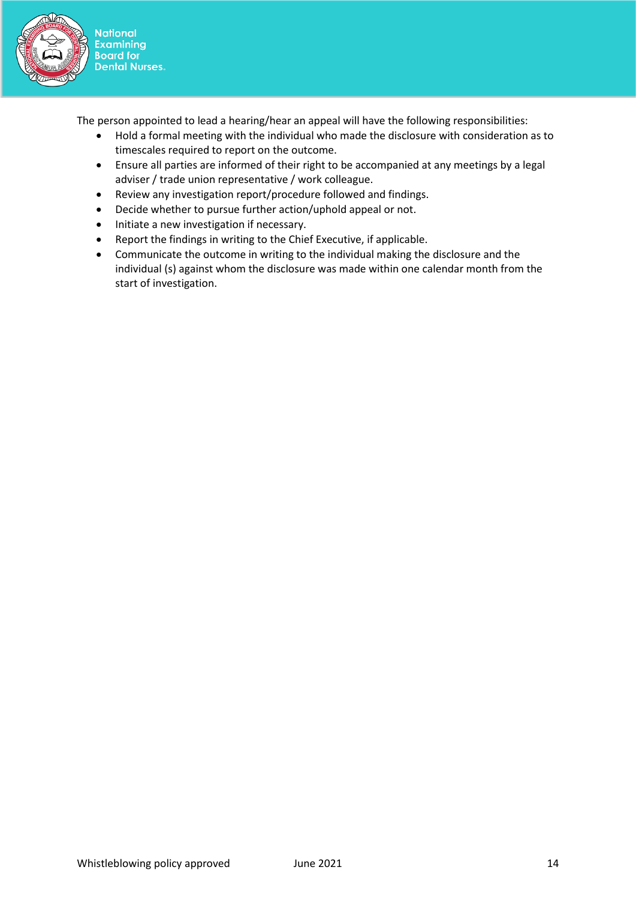The person appointed to lead a hearing/hear an appeal will have the following responsibilities:

- Hold a formal meeting with the individual who made the disclosure with consideration as to timescales required to report on the outcome.
- Ensure all parties are informed of their right to be accompanied at any meetings by a legal adviser / trade union representative / work colleague.
- Review any investigation report/procedure followed and findings.
- Decide whether to pursue further action/uphold appeal or not.
- Initiate a new investigation if necessary.
- Report the findings in writing to the Chief Executive, if applicable.
- Communicate the outcome in writing to the individual making the disclosure and the individual (s) against whom the disclosure was made within one calendar month from the start of investigation.